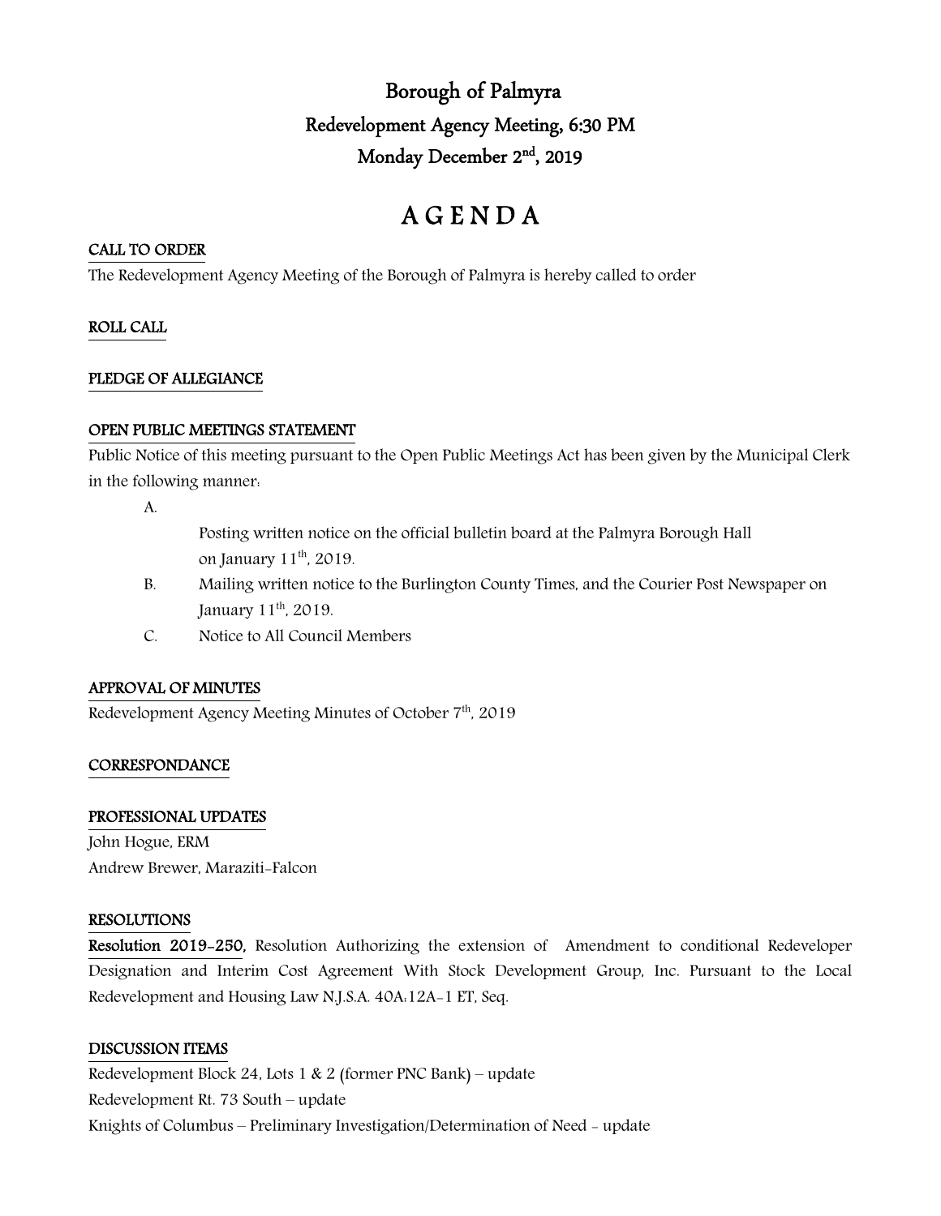# Borough of Palmyra

## Redevelopment Agency Meeting, 6:30 PM

## Monday December 2nd, 2019

# A G E N D A

**CALL TO ORDER**

The Redevelopment Agency Meeting of the Borough of Palmyra is hereby called to order

**ROLL CALL**

**PLEDGE OF ALLEGIANCE**

**OPEN PUBLIC MEETINGS STATEMENT**

Public Notice of this meeting pursuant to the Open Public Meetings Act has been given by the Municipal Clerk in the following manner:

A. Posting written notice on the official bulletin board at the Palmyra Borough Hall on January 11th, 2019.

B. Mailing written notice to the Burlington County Times, and the Courier Post Newspaper on January 11th, 2019.

C. Notice to All Council Members

**APPROVAL OF MINUTES**

Redevelopment Agency Meeting Minutes of October 7th, 2019

**CORRESPONDANCE**

**PROFESSIONAL UPDATES**

John Hogue, ERM

Andrew Brewer, Maraziti-Falcon

**RESOLUTIONS**

**Resolution 2019-250,** Resolution Authorizing the extension of Amendment to conditional Redeveloper Designation and Interim Cost Agreement With Stock Development Group, Inc. Pursuant to the Local Redevelopment and Housing Law N.J.S.A. 40A:12A-1 ET, Seq.

**DISCUSSION ITEMS**

Redevelopment Block 24, Lots 1 & 2 (former PNC Bank) – update

Redevelopment Rt. 73 South – update

Knights of Columbus – Preliminary Investigation/Determination of Need - update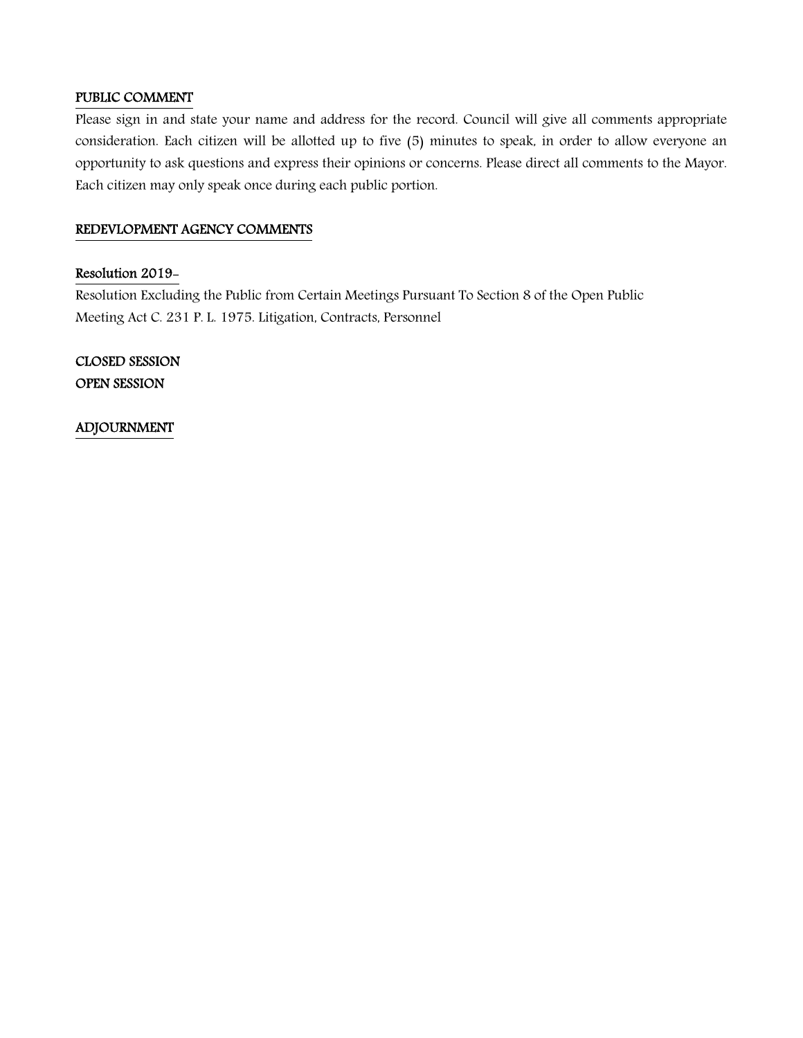## PUBLIC COMMENT

Please sign in and state your name and address for the record. Council will give all comments appropriate consideration. Each citizen will be allotted up to five (5) minutes to speak, in order to allow everyone an opportunity to ask questions and express their opinions or concerns. Please direct all comments to the Mayor. Each citizen may only speak once during each public portion.

## REDEVLOPMENT AGENCY COMMENTS

### Resolution 2019-

Resolution Excluding the Public from Certain Meetings Pursuant To Section 8 of the Open Public Meeting Act C. 231 P. L. 1975. Litigation, Contracts, Personnel

**CLOSED SESSION**
**OPEN SESSION**

## ADJOURNMENT